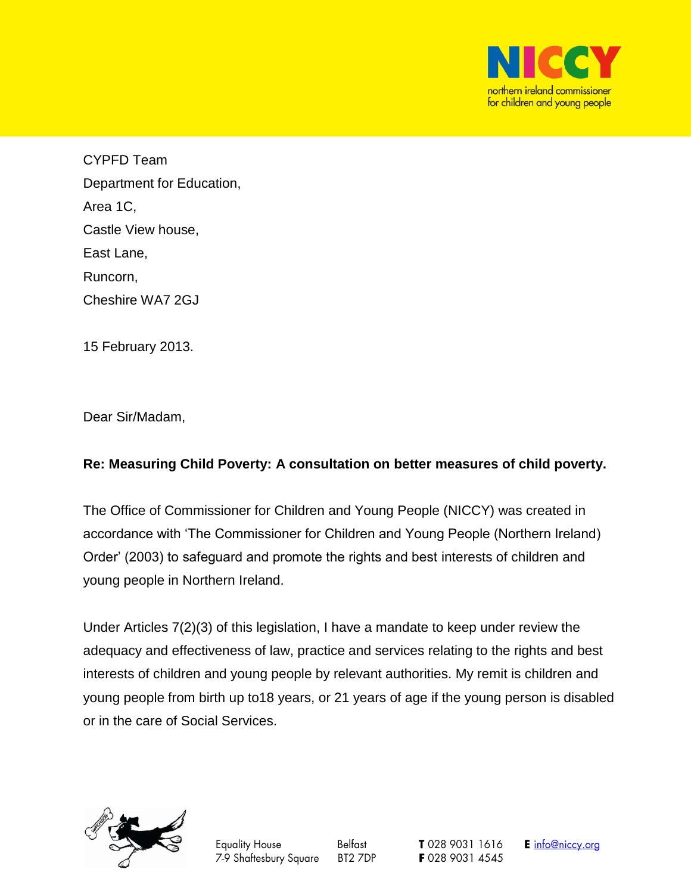CYPFD Team
Department for Education,
Area 1C,
Castle View house,
East Lane,
Runcorn,
Cheshire WA7 2GJ

15 February 2013.

Dear Sir/Madam,

**Re: Measuring Child Poverty: A consultation on better measures of child poverty.**

The Office of Commissioner for Children and Young People (NICCY) was created in accordance with 'The Commissioner for Children and Young People (Northern Ireland) Order' (2003) to safeguard and promote the rights and best interests of children and young people in Northern Ireland.

Under Articles 7(2)(3) of this legislation, I have a mandate to keep under review the adequacy and effectiveness of law, practice and services relating to the rights and best interests of children and young people by relevant authorities. My remit is children and young people from birth up to18 years, or 21 years of age if the young person is disabled or in the care of Social Services.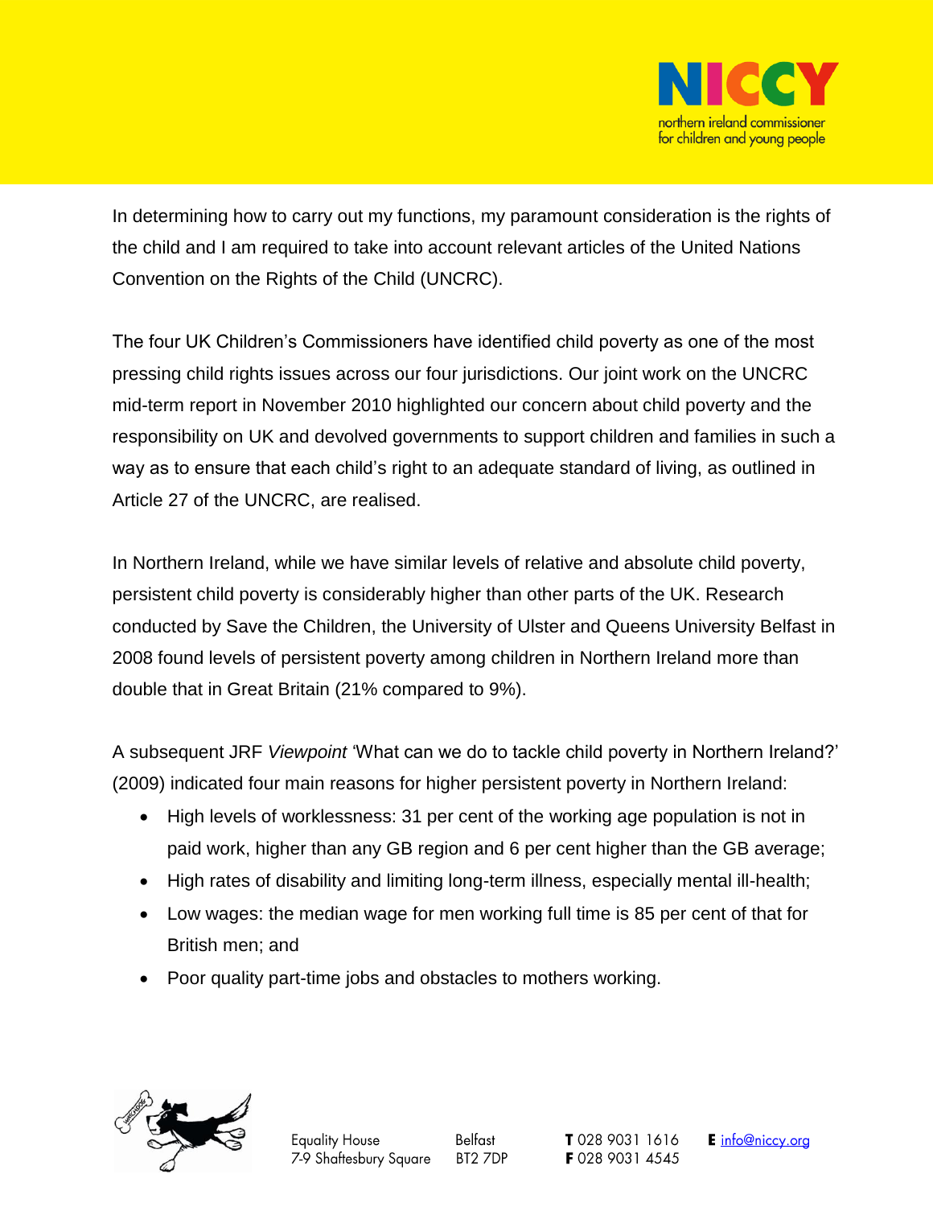In determining how to carry out my functions, my paramount consideration is the rights of the child and I am required to take into account relevant articles of the United Nations Convention on the Rights of the Child (UNCRC).

The four UK Children's Commissioners have identified child poverty as one of the most pressing child rights issues across our four jurisdictions. Our joint work on the UNCRC mid-term report in November 2010 highlighted our concern about child poverty and the responsibility on UK and devolved governments to support children and families in such a way as to ensure that each child's right to an adequate standard of living, as outlined in Article 27 of the UNCRC, are realised.

In Northern Ireland, while we have similar levels of relative and absolute child poverty, persistent child poverty is considerably higher than other parts of the UK. Research conducted by Save the Children, the University of Ulster and Queens University Belfast in 2008 found levels of persistent poverty among children in Northern Ireland more than double that in Great Britain (21% compared to 9%).

A subsequent JRF *Viewpoint* 'What can we do to tackle child poverty in Northern Ireland?' (2009) indicated four main reasons for higher persistent poverty in Northern Ireland:

- High levels of worklessness: 31 per cent of the working age population is not in paid work, higher than any GB region and 6 per cent higher than the GB average;
- High rates of disability and limiting long-term illness, especially mental ill-health;
- Low wages: the median wage for men working full time is 85 per cent of that for British men; and
- Poor quality part-time jobs and obstacles to mothers working.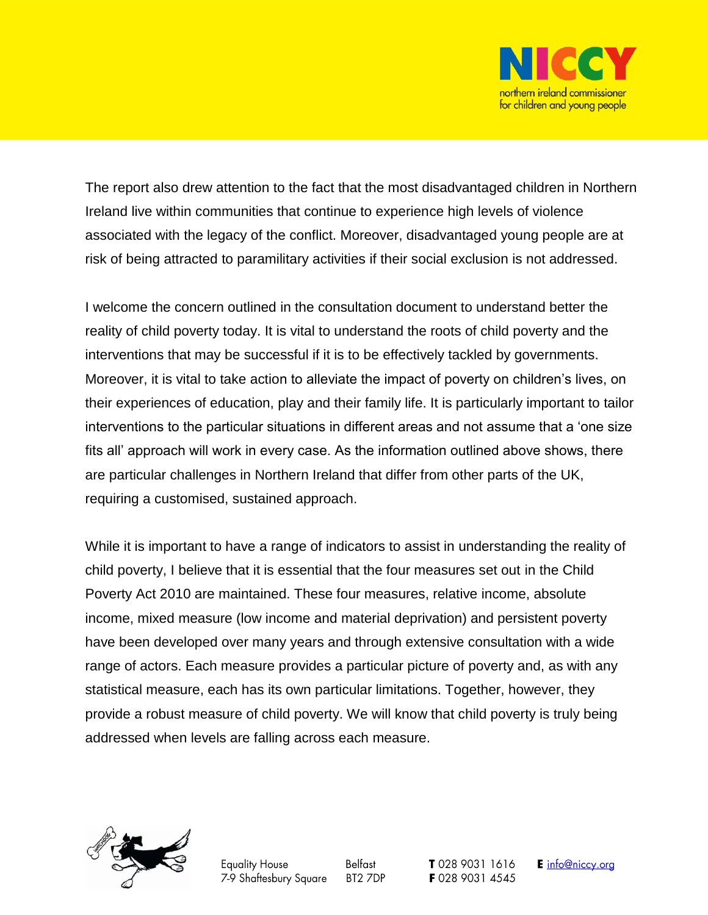The report also drew attention to the fact that the most disadvantaged children in Northern Ireland live within communities that continue to experience high levels of violence associated with the legacy of the conflict. Moreover, disadvantaged young people are at risk of being attracted to paramilitary activities if their social exclusion is not addressed.

I welcome the concern outlined in the consultation document to understand better the reality of child poverty today. It is vital to understand the roots of child poverty and the interventions that may be successful if it is to be effectively tackled by governments. Moreover, it is vital to take action to alleviate the impact of poverty on children's lives, on their experiences of education, play and their family life. It is particularly important to tailor interventions to the particular situations in different areas and not assume that a 'one size fits all' approach will work in every case. As the information outlined above shows, there are particular challenges in Northern Ireland that differ from other parts of the UK, requiring a customised, sustained approach.

While it is important to have a range of indicators to assist in understanding the reality of child poverty, I believe that it is essential that the four measures set out in the Child Poverty Act 2010 are maintained. These four measures, relative income, absolute income, mixed measure (low income and material deprivation) and persistent poverty have been developed over many years and through extensive consultation with a wide range of actors. Each measure provides a particular picture of poverty and, as with any statistical measure, each has its own particular limitations. Together, however, they provide a robust measure of child poverty. We will know that child poverty is truly being addressed when levels are falling across each measure.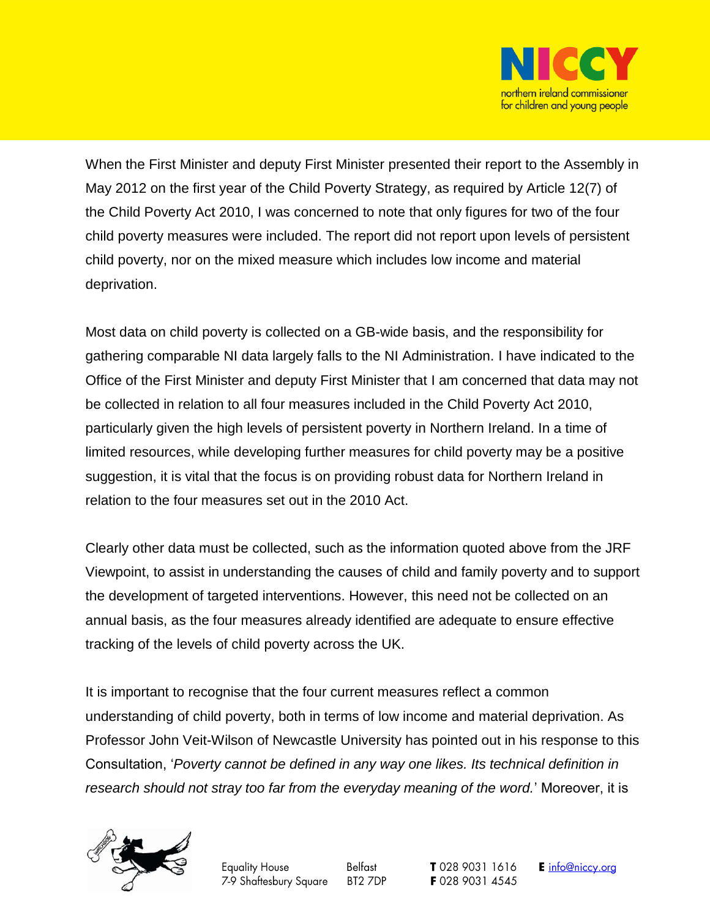When the First Minister and deputy First Minister presented their report to the Assembly in May 2012 on the first year of the Child Poverty Strategy, as required by Article 12(7) of the Child Poverty Act 2010, I was concerned to note that only figures for two of the four child poverty measures were included. The report did not report upon levels of persistent child poverty, nor on the mixed measure which includes low income and material deprivation.

Most data on child poverty is collected on a GB-wide basis, and the responsibility for gathering comparable NI data largely falls to the NI Administration. I have indicated to the Office of the First Minister and deputy First Minister that I am concerned that data may not be collected in relation to all four measures included in the Child Poverty Act 2010, particularly given the high levels of persistent poverty in Northern Ireland. In a time of limited resources, while developing further measures for child poverty may be a positive suggestion, it is vital that the focus is on providing robust data for Northern Ireland in relation to the four measures set out in the 2010 Act.

Clearly other data must be collected, such as the information quoted above from the JRF Viewpoint, to assist in understanding the causes of child and family poverty and to support the development of targeted interventions. However, this need not be collected on an annual basis, as the four measures already identified are adequate to ensure effective tracking of the levels of child poverty across the UK.

It is important to recognise that the four current measures reflect a common understanding of child poverty, both in terms of low income and material deprivation. As Professor John Veit-Wilson of Newcastle University has pointed out in his response to this Consultation, '*Poverty cannot be defined in any way one likes. Its technical definition in research should not stray too far from the everyday meaning of the word.*' Moreover, it is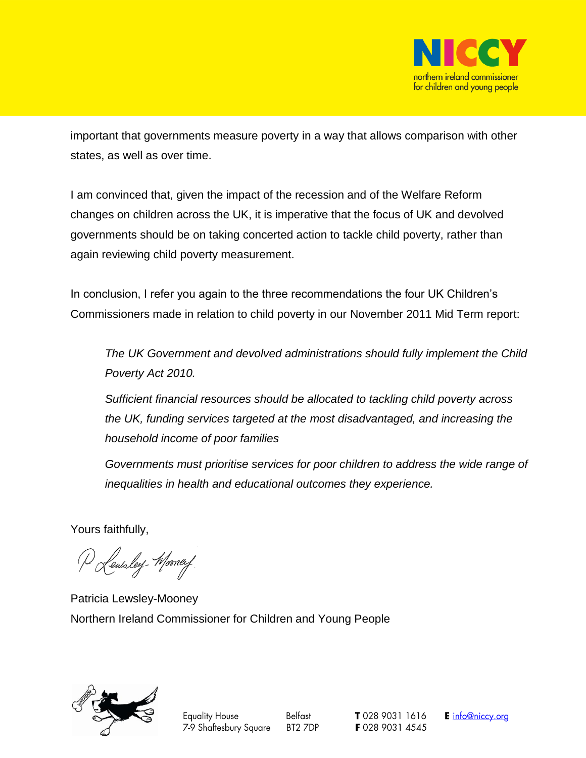important that governments measure poverty in a way that allows comparison with other states, as well as over time.

I am convinced that, given the impact of the recession and of the Welfare Reform changes on children across the UK, it is imperative that the focus of UK and devolved governments should be on taking concerted action to tackle child poverty, rather than again reviewing child poverty measurement.

In conclusion, I refer you again to the three recommendations the four UK Children's Commissioners made in relation to child poverty in our November 2011 Mid Term report:

> *The UK Government and devolved administrations should fully implement the Child Poverty Act 2010.*
>
> *Sufficient financial resources should be allocated to tackling child poverty across the UK, funding services targeted at the most disadvantaged, and increasing the household income of poor families*
>
> *Governments must prioritise services for poor children to address the wide range of inequalities in health and educational outcomes they experience.*

Yours faithfully,

Patricia Lewsley-Mooney
Northern Ireland Commissioner for Children and Young People